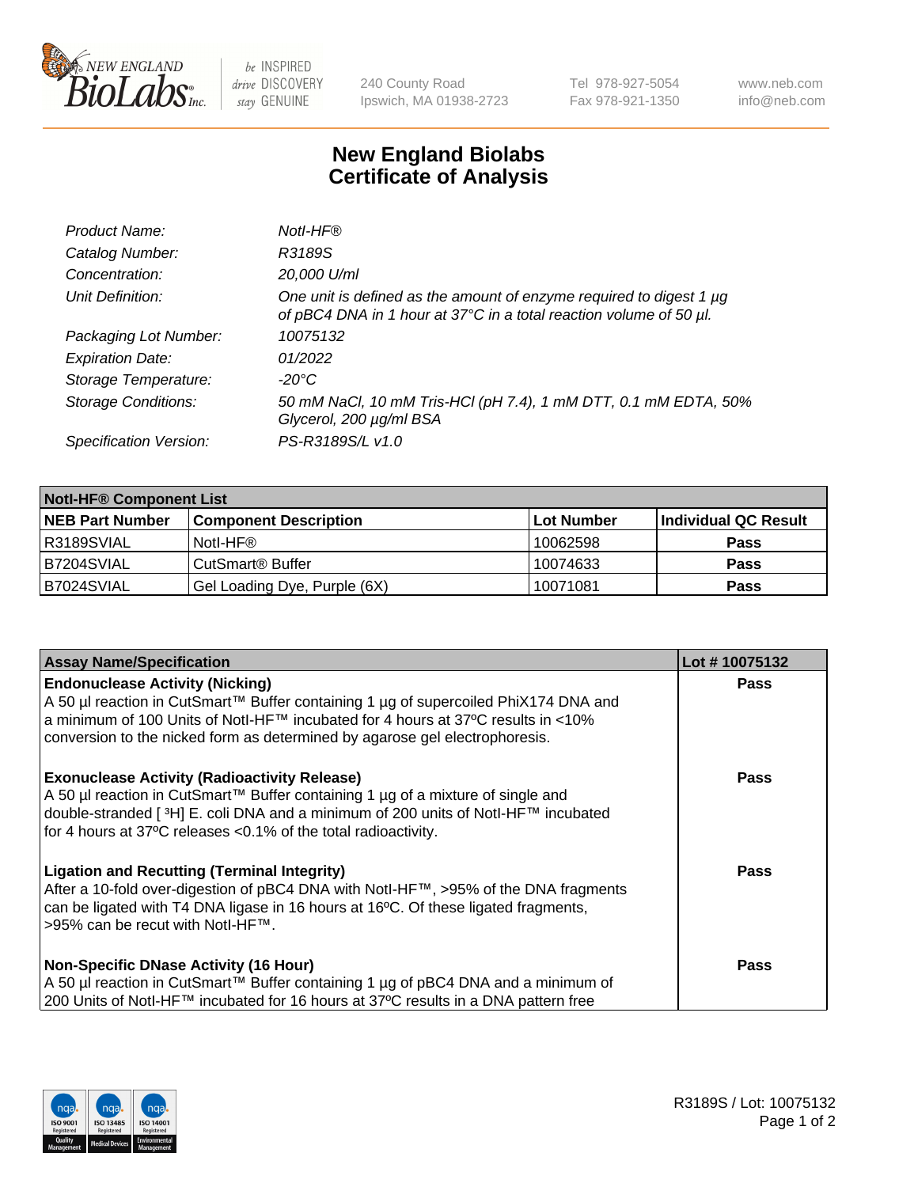# New England Biolabs Certificate of Analysis

| | |
|---|---|
| *Product Name:* | *NotI-HF®* |
| *Catalog Number:* | *R3189S* |
| *Concentration:* | *20,000 U/ml* |
| *Unit Definition:* | *One unit is defined as the amount of enzyme required to digest 1 µg of pBC4 DNA in 1 hour at 37°C in a total reaction volume of 50 µl.* |
| *Packaging Lot Number:* | *10075132* |
| *Expiration Date:* | *01/2022* |
| *Storage Temperature:* | *-20°C* |
| *Storage Conditions:* | *50 mM NaCl, 10 mM Tris-HCl (pH 7.4), 1 mM DTT, 0.1 mM EDTA, 50% Glycerol, 200 µg/ml BSA* |
| *Specification Version:* | *PS-R3189S/L v1.0* |

| **NotI-HF® Component List** | | | |
|---|---|---|---|
| **NEB Part Number** | **Component Description** | **Lot Number** | **Individual QC Result** |
| R3189SVIAL | NotI-HF® | 10062598 | **Pass** |
| B7204SVIAL | CutSmart® Buffer | 10074633 | **Pass** |
| B7024SVIAL | Gel Loading Dye, Purple (6X) | 10071081 | **Pass** |

| **Assay Name/Specification** | **Lot # 10075132** |
|---|---|
| **Endonuclease Activity (Nicking)**<br>A 50 µl reaction in CutSmart™ Buffer containing 1 µg of supercoiled PhiX174 DNA and a minimum of 100 Units of NotI-HF™ incubated for 4 hours at 37ºC results in <10% conversion to the nicked form as determined by agarose gel electrophoresis. | **Pass** |
| **Exonuclease Activity (Radioactivity Release)**<br>A 50 µl reaction in CutSmart™ Buffer containing 1 µg of a mixture of single and double-stranded [ $^{3}$H] E. coli DNA and a minimum of 200 units of NotI-HF™ incubated for 4 hours at 37ºC releases <0.1% of the total radioactivity. | **Pass** |
| **Ligation and Recutting (Terminal Integrity)**<br>After a 10-fold over-digestion of pBC4 DNA with NotI-HF™, >95% of the DNA fragments can be ligated with T4 DNA ligase in 16 hours at 16ºC. Of these ligated fragments, >95% can be recut with NotI-HF™. | **Pass** |
| **Non-Specific DNase Activity (16 Hour)**<br>A 50 µl reaction in CutSmart™ Buffer containing 1 µg of pBC4 DNA and a minimum of 200 Units of NotI-HF™ incubated for 16 hours at 37ºC results in a DNA pattern free | **Pass** |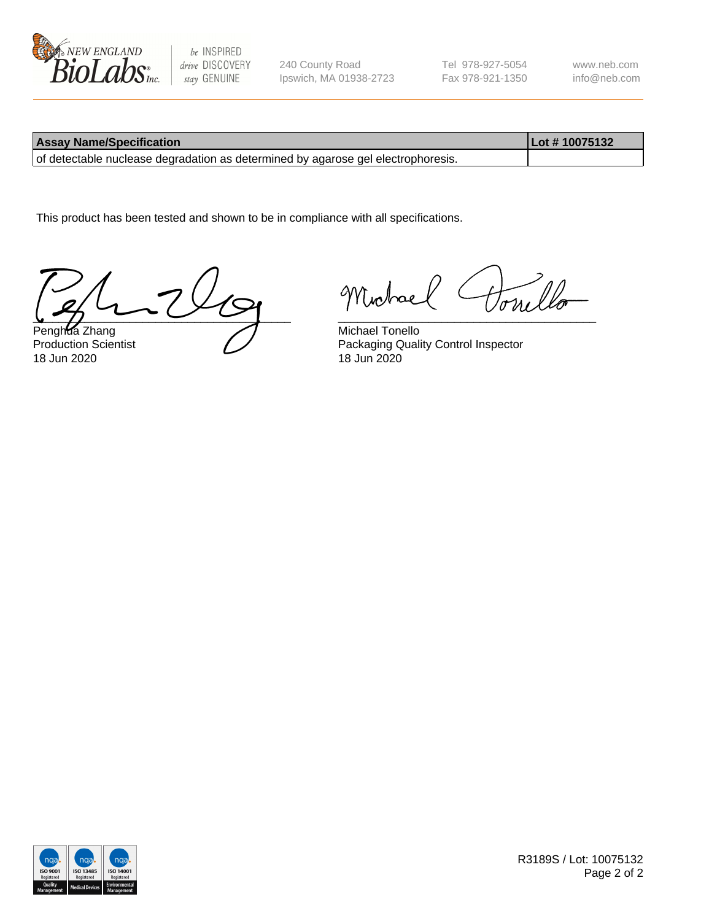| Assay Name/Specification | Lot # 10075132 |
| --- | --- |
| of detectable nuclease degradation as determined by agarose gel electrophoresis. | |

This product has been tested and shown to be in compliance with all specifications.

Penghua Zhang
Production Scientist
18 Jun 2020

Michael Tonello
Packaging Quality Control Inspector
18 Jun 2020

R3189S / Lot: 10075132